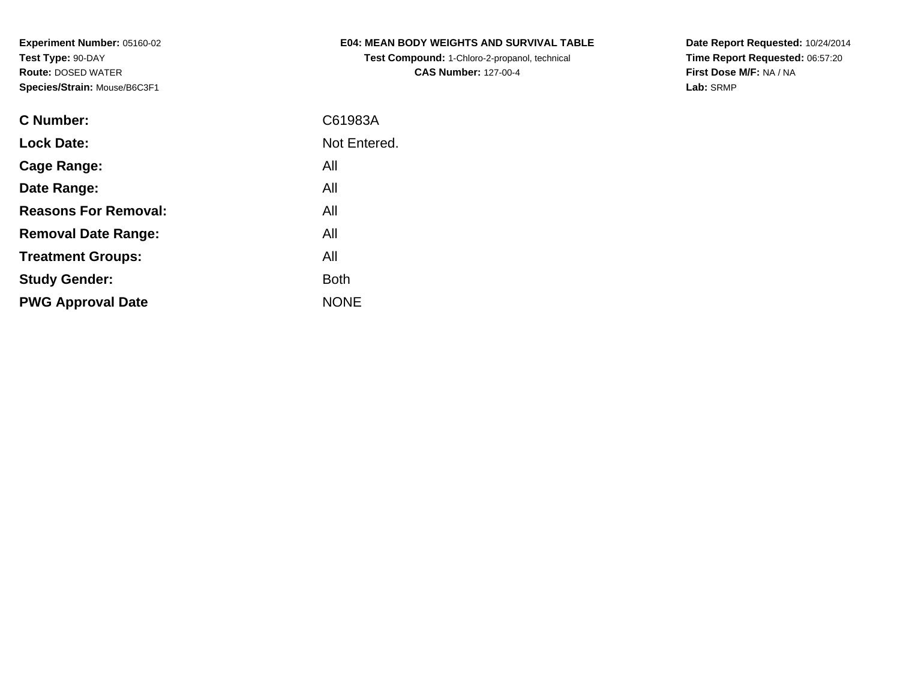**Experiment Number:** 05160-02
**Test Type:** 90-DAY
**Route:** DOSED WATER
**Species/Strain:** Mouse/B6C3F1

**E04: MEAN BODY WEIGHTS AND SURVIVAL TABLE**
**Test Compound:** 1-Chloro-2-propanol, technical
**CAS Number:** 127-00-4

**Date Report Requested:** 10/24/2014
**Time Report Requested:** 06:57:20
**First Dose M/F:** NA / NA
**Lab:** SRMP

| | |
|---|---|
| **C Number:** | C61983A |
| **Lock Date:** | Not Entered. |
| **Cage Range:** | All |
| **Date Range:** | All |
| **Reasons For Removal:** | All |
| **Removal Date Range:** | All |
| **Treatment Groups:** | All |
| **Study Gender:** | Both |
| **PWG Approval Date** | NONE |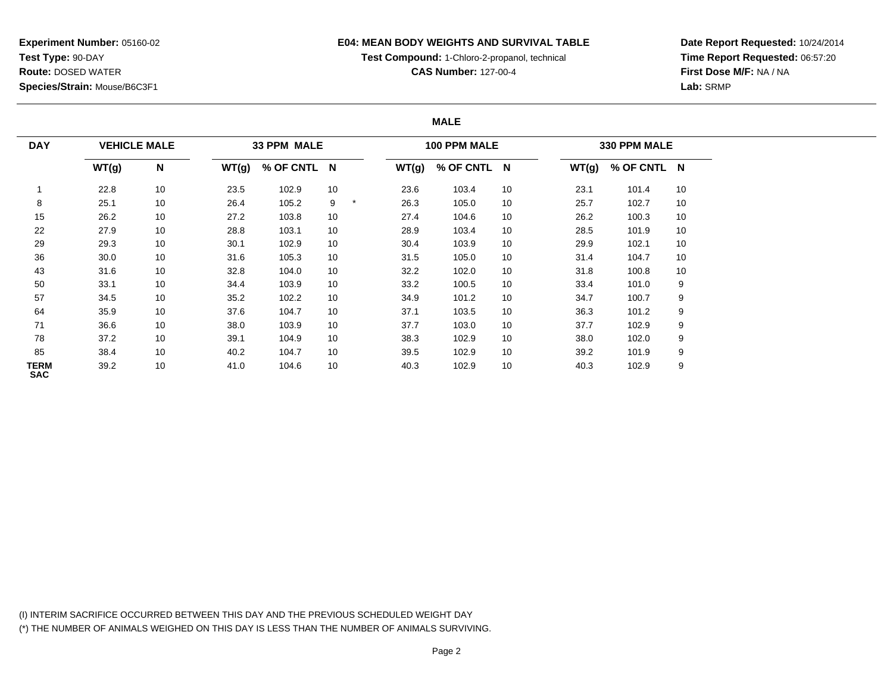**Experiment Number:** 05160-02
**Test Type:** 90-DAY
**Route:** DOSED WATER
**Species/Strain:** Mouse/B6C3F1

**E04: MEAN BODY WEIGHTS AND SURVIVAL TABLE**
**Test Compound:** 1-Chloro-2-propanol, technical
**CAS Number:** 127-00-4

**Date Report Requested:** 10/24/2014
**Time Report Requested:** 06:57:20
**First Dose M/F:** NA / NA
**Lab:** SRMP

## MALE

| DAY | VEHICLE MALE | | 33 PPM MALE | | | | 100 PPM MALE | | | 330 PPM MALE | | |
|---|---|---|---|---|---|---|---|---|---|---|---|---|
| | WT(g) | N | WT(g) | % OF CNTL | N | | WT(g) | % OF CNTL | N | WT(g) | % OF CNTL | N |
| 1 | 22.8 | 10 | 23.5 | 102.9 | 10 | | 23.6 | 103.4 | 10 | 23.1 | 101.4 | 10 |
| 8 | 25.1 | 10 | 26.4 | 105.2 | 9 | * | 26.3 | 105.0 | 10 | 25.7 | 102.7 | 10 |
| 15 | 26.2 | 10 | 27.2 | 103.8 | 10 | | 27.4 | 104.6 | 10 | 26.2 | 100.3 | 10 |
| 22 | 27.9 | 10 | 28.8 | 103.1 | 10 | | 28.9 | 103.4 | 10 | 28.5 | 101.9 | 10 |
| 29 | 29.3 | 10 | 30.1 | 102.9 | 10 | | 30.4 | 103.9 | 10 | 29.9 | 102.1 | 10 |
| 36 | 30.0 | 10 | 31.6 | 105.3 | 10 | | 31.5 | 105.0 | 10 | 31.4 | 104.7 | 10 |
| 43 | 31.6 | 10 | 32.8 | 104.0 | 10 | | 32.2 | 102.0 | 10 | 31.8 | 100.8 | 10 |
| 50 | 33.1 | 10 | 34.4 | 103.9 | 10 | | 33.2 | 100.5 | 10 | 33.4 | 101.0 | 9 |
| 57 | 34.5 | 10 | 35.2 | 102.2 | 10 | | 34.9 | 101.2 | 10 | 34.7 | 100.7 | 9 |
| 64 | 35.9 | 10 | 37.6 | 104.7 | 10 | | 37.1 | 103.5 | 10 | 36.3 | 101.2 | 9 |
| 71 | 36.6 | 10 | 38.0 | 103.9 | 10 | | 37.7 | 103.0 | 10 | 37.7 | 102.9 | 9 |
| 78 | 37.2 | 10 | 39.1 | 104.9 | 10 | | 38.3 | 102.9 | 10 | 38.0 | 102.0 | 9 |
| 85 | 38.4 | 10 | 40.2 | 104.7 | 10 | | 39.5 | 102.9 | 10 | 39.2 | 101.9 | 9 |
| TERM SAC | 39.2 | 10 | 41.0 | 104.6 | 10 | | 40.3 | 102.9 | 10 | 40.3 | 102.9 | 9 |

(I) INTERIM SACRIFICE OCCURRED BETWEEN THIS DAY AND THE PREVIOUS SCHEDULED WEIGHT DAY
(*) THE NUMBER OF ANIMALS WEIGHED ON THIS DAY IS LESS THAN THE NUMBER OF ANIMALS SURVIVING.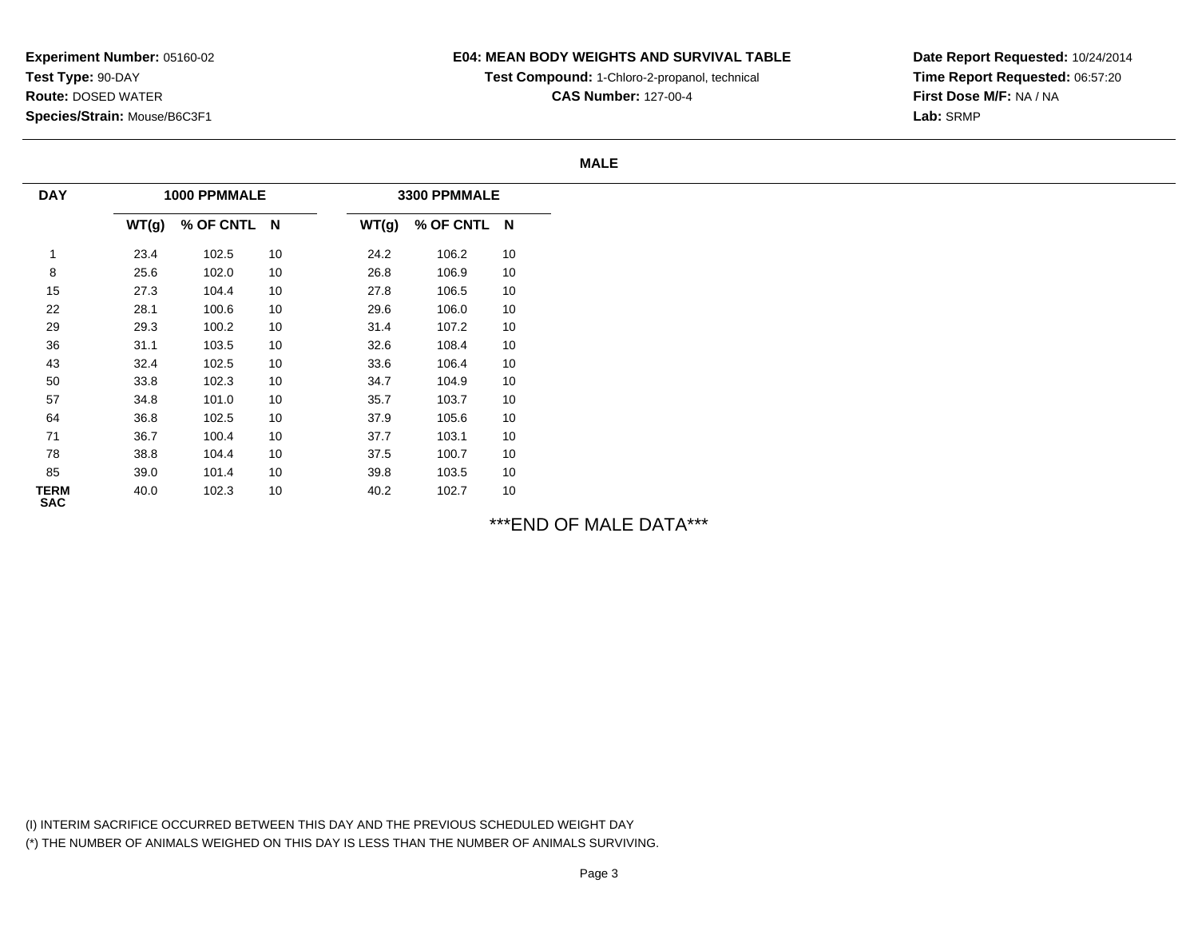**Experiment Number:** 05160-02
**Test Type:** 90-DAY
**Route:** DOSED WATER
**Species/Strain:** Mouse/B6C3F1

**E04: MEAN BODY WEIGHTS AND SURVIVAL TABLE**
**Test Compound:** 1-Chloro-2-propanol, technical
**CAS Number:** 127-00-4

**Date Report Requested:** 10/24/2014
**Time Report Requested:** 06:57:20
**First Dose M/F:** NA / NA
**Lab:** SRMP

**MALE**

| DAY | 1000 PPMMALE | | | 3300 PPMMALE | | |
|---|---|---|---|---|---|---|
| | WT(g) | % OF CNTL | N | WT(g) | % OF CNTL | N |
| 1 | 23.4 | 102.5 | 10 | 24.2 | 106.2 | 10 |
| 8 | 25.6 | 102.0 | 10 | 26.8 | 106.9 | 10 |
| 15 | 27.3 | 104.4 | 10 | 27.8 | 106.5 | 10 |
| 22 | 28.1 | 100.6 | 10 | 29.6 | 106.0 | 10 |
| 29 | 29.3 | 100.2 | 10 | 31.4 | 107.2 | 10 |
| 36 | 31.1 | 103.5 | 10 | 32.6 | 108.4 | 10 |
| 43 | 32.4 | 102.5 | 10 | 33.6 | 106.4 | 10 |
| 50 | 33.8 | 102.3 | 10 | 34.7 | 104.9 | 10 |
| 57 | 34.8 | 101.0 | 10 | 35.7 | 103.7 | 10 |
| 64 | 36.8 | 102.5 | 10 | 37.9 | 105.6 | 10 |
| 71 | 36.7 | 100.4 | 10 | 37.7 | 103.1 | 10 |
| 78 | 38.8 | 104.4 | 10 | 37.5 | 100.7 | 10 |
| 85 | 39.0 | 101.4 | 10 | 39.8 | 103.5 | 10 |
| TERM SAC | 40.0 | 102.3 | 10 | 40.2 | 102.7 | 10 |

***END OF MALE DATA***

(I) INTERIM SACRIFICE OCCURRED BETWEEN THIS DAY AND THE PREVIOUS SCHEDULED WEIGHT DAY
(*) THE NUMBER OF ANIMALS WEIGHED ON THIS DAY IS LESS THAN THE NUMBER OF ANIMALS SURVIVING.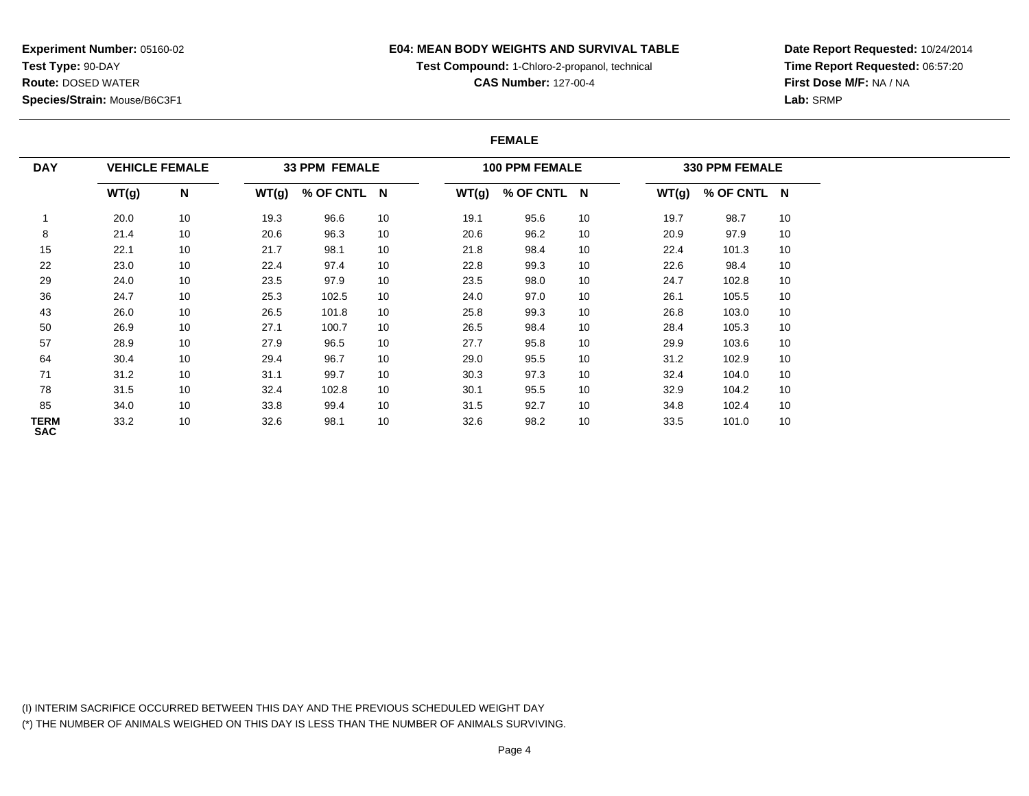**Experiment Number:** 05160-02
**Test Type:** 90-DAY
**Route:** DOSED WATER
**Species/Strain:** Mouse/B6C3F1

**E04: MEAN BODY WEIGHTS AND SURVIVAL TABLE**
**Test Compound:** 1-Chloro-2-propanol, technical
**CAS Number:** 127-00-4

**Date Report Requested:** 10/24/2014
**Time Report Requested:** 06:57:20
**First Dose M/F:** NA / NA
**Lab:** SRMP

**FEMALE**

| DAY | VEHICLE FEMALE | | 33 PPM FEMALE | | | 100 PPM FEMALE | | | 330 PPM FEMALE | | |
|---|---|---|---|---|---|---|---|---|---|---|---|
| | WT(g) | N | WT(g) | % OF CNTL | N | WT(g) | % OF CNTL | N | WT(g) | % OF CNTL | N |
| 1 | 20.0 | 10 | 19.3 | 96.6 | 10 | 19.1 | 95.6 | 10 | 19.7 | 98.7 | 10 |
| 8 | 21.4 | 10 | 20.6 | 96.3 | 10 | 20.6 | 96.2 | 10 | 20.9 | 97.9 | 10 |
| 15 | 22.1 | 10 | 21.7 | 98.1 | 10 | 21.8 | 98.4 | 10 | 22.4 | 101.3 | 10 |
| 22 | 23.0 | 10 | 22.4 | 97.4 | 10 | 22.8 | 99.3 | 10 | 22.6 | 98.4 | 10 |
| 29 | 24.0 | 10 | 23.5 | 97.9 | 10 | 23.5 | 98.0 | 10 | 24.7 | 102.8 | 10 |
| 36 | 24.7 | 10 | 25.3 | 102.5 | 10 | 24.0 | 97.0 | 10 | 26.1 | 105.5 | 10 |
| 43 | 26.0 | 10 | 26.5 | 101.8 | 10 | 25.8 | 99.3 | 10 | 26.8 | 103.0 | 10 |
| 50 | 26.9 | 10 | 27.1 | 100.7 | 10 | 26.5 | 98.4 | 10 | 28.4 | 105.3 | 10 |
| 57 | 28.9 | 10 | 27.9 | 96.5 | 10 | 27.7 | 95.8 | 10 | 29.9 | 103.6 | 10 |
| 64 | 30.4 | 10 | 29.4 | 96.7 | 10 | 29.0 | 95.5 | 10 | 31.2 | 102.9 | 10 |
| 71 | 31.2 | 10 | 31.1 | 99.7 | 10 | 30.3 | 97.3 | 10 | 32.4 | 104.0 | 10 |
| 78 | 31.5 | 10 | 32.4 | 102.8 | 10 | 30.1 | 95.5 | 10 | 32.9 | 104.2 | 10 |
| 85 | 34.0 | 10 | 33.8 | 99.4 | 10 | 31.5 | 92.7 | 10 | 34.8 | 102.4 | 10 |
| **TERM SAC** | 33.2 | 10 | 32.6 | 98.1 | 10 | 32.6 | 98.2 | 10 | 33.5 | 101.0 | 10 |

(I) INTERIM SACRIFICE OCCURRED BETWEEN THIS DAY AND THE PREVIOUS SCHEDULED WEIGHT DAY
(*) THE NUMBER OF ANIMALS WEIGHED ON THIS DAY IS LESS THAN THE NUMBER OF ANIMALS SURVIVING.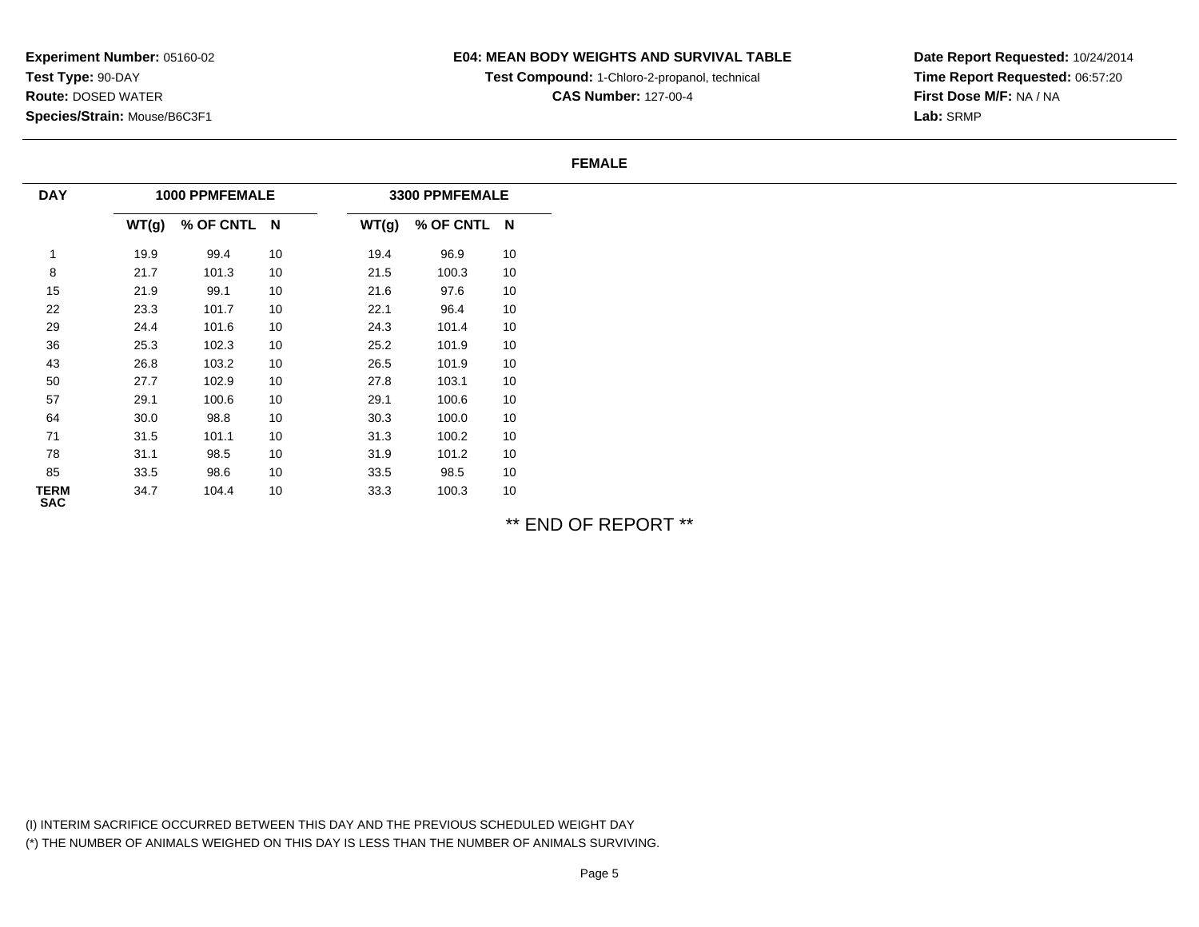**Experiment Number:** 05160-02
**Test Type:** 90-DAY
**Route:** DOSED WATER
**Species/Strain:** Mouse/B6C3F1

**E04: MEAN BODY WEIGHTS AND SURVIVAL TABLE**
**Test Compound:** 1-Chloro-2-propanol, technical
**CAS Number:** 127-00-4

**Date Report Requested:** 10/24/2014
**Time Report Requested:** 06:57:20
**First Dose M/F:** NA / NA
**Lab:** SRMP

**FEMALE**

| DAY | 1000 PPMFEMALE | | | 3300 PPMFEMALE | | |
|---|---|---|---|---|---|---|
| | WT(g) | % OF CNTL | N | WT(g) | % OF CNTL | N |
| 1 | 19.9 | 99.4 | 10 | 19.4 | 96.9 | 10 |
| 8 | 21.7 | 101.3 | 10 | 21.5 | 100.3 | 10 |
| 15 | 21.9 | 99.1 | 10 | 21.6 | 97.6 | 10 |
| 22 | 23.3 | 101.7 | 10 | 22.1 | 96.4 | 10 |
| 29 | 24.4 | 101.6 | 10 | 24.3 | 101.4 | 10 |
| 36 | 25.3 | 102.3 | 10 | 25.2 | 101.9 | 10 |
| 43 | 26.8 | 103.2 | 10 | 26.5 | 101.9 | 10 |
| 50 | 27.7 | 102.9 | 10 | 27.8 | 103.1 | 10 |
| 57 | 29.1 | 100.6 | 10 | 29.1 | 100.6 | 10 |
| 64 | 30.0 | 98.8 | 10 | 30.3 | 100.0 | 10 |
| 71 | 31.5 | 101.1 | 10 | 31.3 | 100.2 | 10 |
| 78 | 31.1 | 98.5 | 10 | 31.9 | 101.2 | 10 |
| 85 | 33.5 | 98.6 | 10 | 33.5 | 98.5 | 10 |
| TERM SAC | 34.7 | 104.4 | 10 | 33.3 | 100.3 | 10 |

** END OF REPORT **

(I) INTERIM SACRIFICE OCCURRED BETWEEN THIS DAY AND THE PREVIOUS SCHEDULED WEIGHT DAY
(*) THE NUMBER OF ANIMALS WEIGHED ON THIS DAY IS LESS THAN THE NUMBER OF ANIMALS SURVIVING.